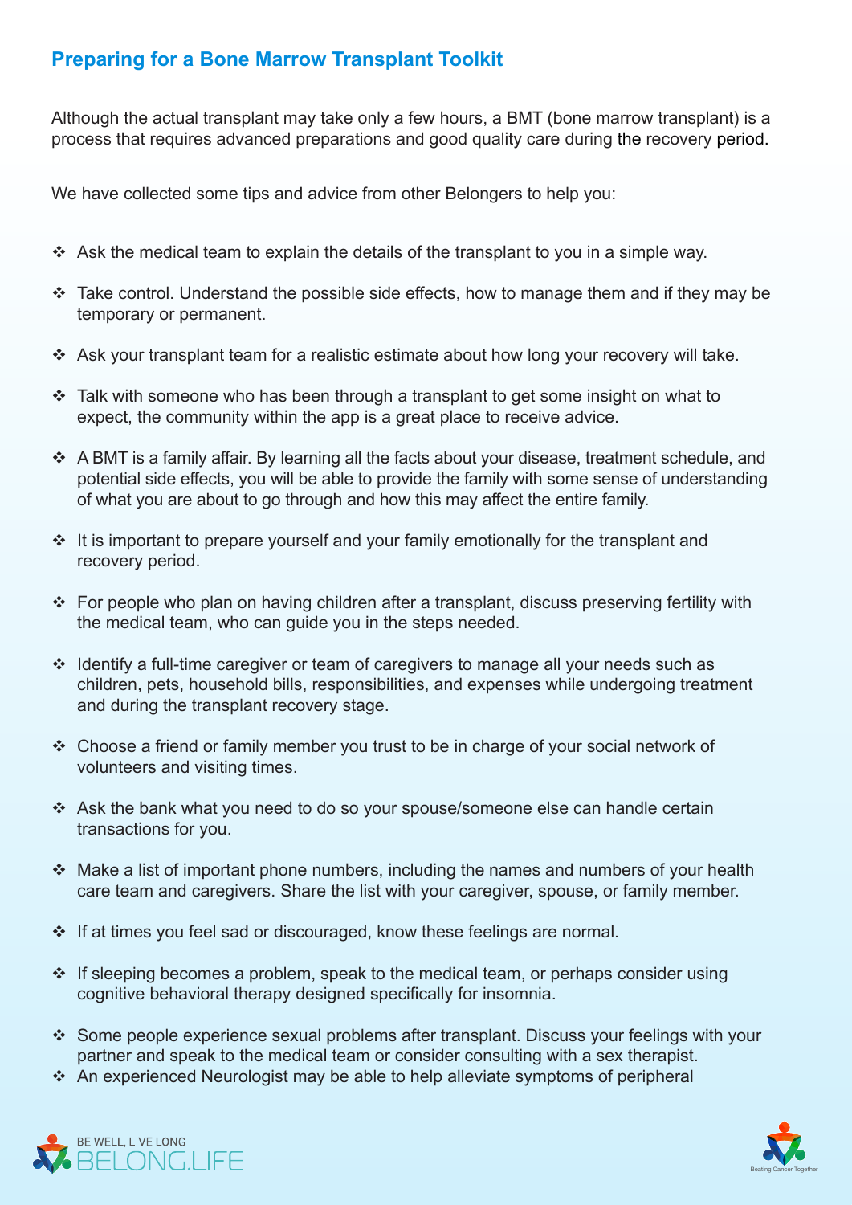## Preparing for a Bone Marrow Transplant Toolkit

Although the actual transplant may take only a few hours, a BMT (bone marrow transplant) is a process that requires advanced preparations and good quality care during the recovery period.

We have collected some tips and advice from other Belongers to help you:

- Ask the medical team to explain the details of the transplant to you in a simple way.
- Take control. Understand the possible side effects, how to manage them and if they may be temporary or permanent.
- Ask your transplant team for a realistic estimate about how long your recovery will take.
- Talk with someone who has been through a transplant to get some insight on what to expect, the community within the app is a great place to receive advice.
- A BMT is a family affair. By learning all the facts about your disease, treatment schedule, and potential side effects, you will be able to provide the family with some sense of understanding of what you are about to go through and how this may affect the entire family.
- It is important to prepare yourself and your family emotionally for the transplant and recovery period.
- For people who plan on having children after a transplant, discuss preserving fertility with the medical team, who can guide you in the steps needed.
- Identify a full-time caregiver or team of caregivers to manage all your needs such as children, pets, household bills, responsibilities, and expenses while undergoing treatment and during the transplant recovery stage.
- Choose a friend or family member you trust to be in charge of your social network of volunteers and visiting times.
- Ask the bank what you need to do so your spouse/someone else can handle certain transactions for you.
- Make a list of important phone numbers, including the names and numbers of your health care team and caregivers. Share the list with your caregiver, spouse, or family member.
- If at times you feel sad or discouraged, know these feelings are normal.
- If sleeping becomes a problem, speak to the medical team, or perhaps consider using cognitive behavioral therapy designed specifically for insomnia.
- Some people experience sexual problems after transplant. Discuss your feelings with your partner and speak to the medical team or consider consulting with a sex therapist.
- An experienced Neurologist may be able to help alleviate symptoms of peripheral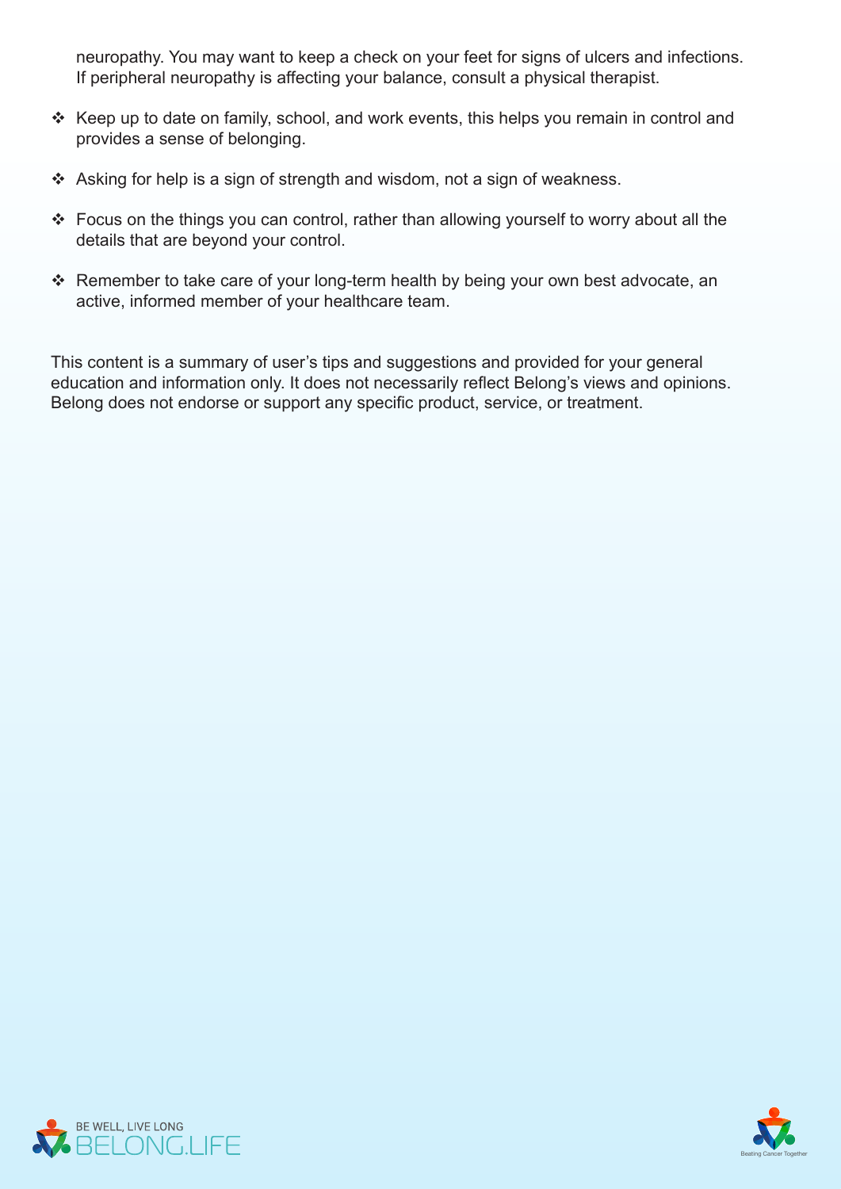neuropathy. You may want to keep a check on your feet for signs of ulcers and infections. If peripheral neuropathy is affecting your balance, consult a physical therapist.

- Keep up to date on family, school, and work events, this helps you remain in control and provides a sense of belonging.
- Asking for help is a sign of strength and wisdom, not a sign of weakness.
- Focus on the things you can control, rather than allowing yourself to worry about all the details that are beyond your control.
- Remember to take care of your long-term health by being your own best advocate, an active, informed member of your healthcare team.

This content is a summary of user's tips and suggestions and provided for your general education and information only. It does not necessarily reflect Belong's views and opinions. Belong does not endorse or support any specific product, service, or treatment.

BE WELL, LIVE LONG
BELONG.LIFE

Beating Cancer Together